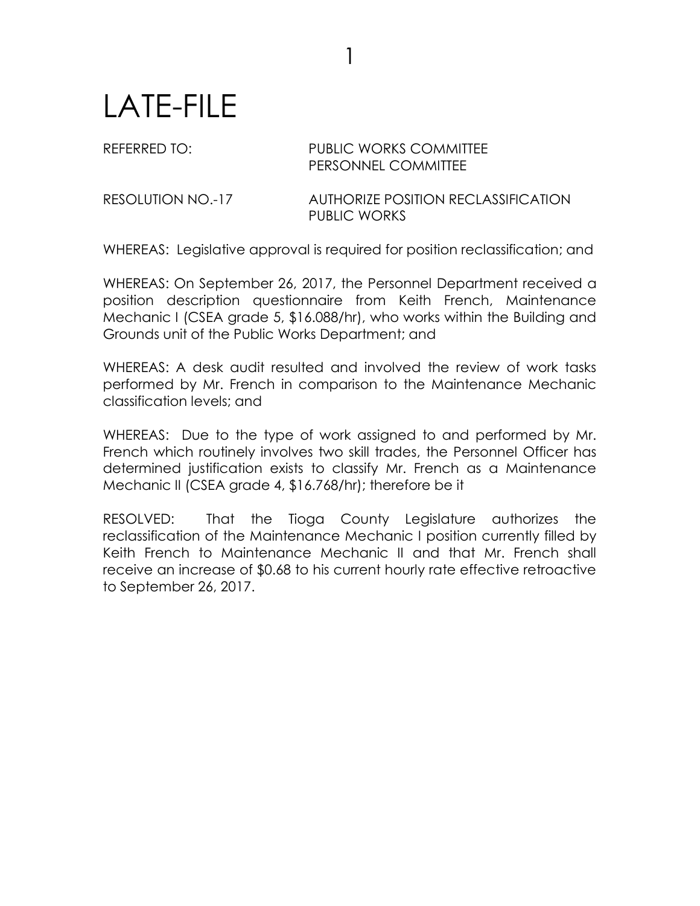# LATE-FILE

REFERRED TO: PUBLIC WORKS COMMITTEE
PERSONNEL COMMITTEE

RESOLUTION NO.-17 AUTHORIZE POSITION RECLASSIFICATION
PUBLIC WORKS

WHEREAS: Legislative approval is required for position reclassification; and

WHEREAS: On September 26, 2017, the Personnel Department received a position description questionnaire from Keith French, Maintenance Mechanic I (CSEA grade 5, $16.088/hr), who works within the Building and Grounds unit of the Public Works Department; and

WHEREAS: A desk audit resulted and involved the review of work tasks performed by Mr. French in comparison to the Maintenance Mechanic classification levels; and

WHEREAS: Due to the type of work assigned to and performed by Mr. French which routinely involves two skill trades, the Personnel Officer has determined justification exists to classify Mr. French as a Maintenance Mechanic II (CSEA grade 4, $16.768/hr); therefore be it

RESOLVED: That the Tioga County Legislature authorizes the reclassification of the Maintenance Mechanic I position currently filled by Keith French to Maintenance Mechanic II and that Mr. French shall receive an increase of $0.68 to his current hourly rate effective retroactive to September 26, 2017.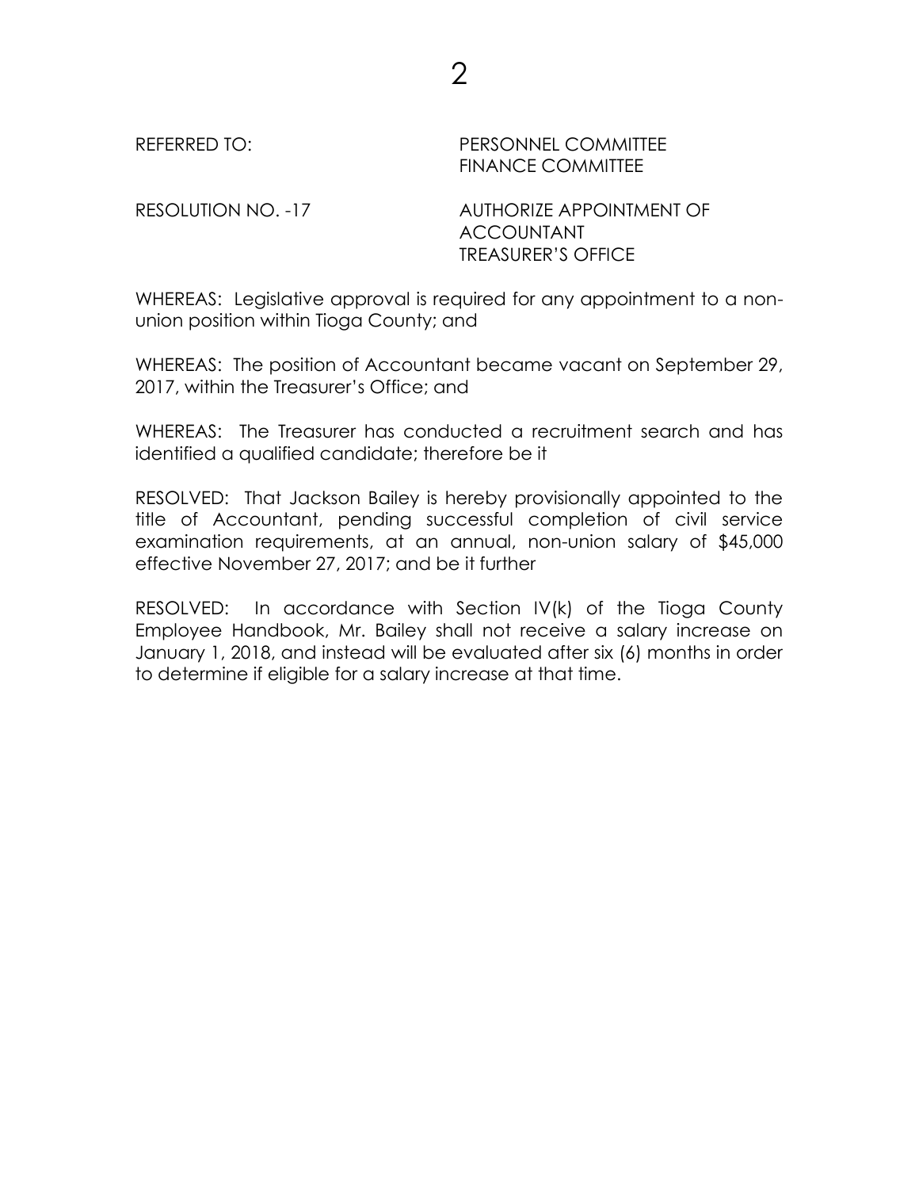REFERRED TO: PERSONNEL COMMITTEE
FINANCE COMMITTEE

RESOLUTION NO. -17 AUTHORIZE APPOINTMENT OF ACCOUNTANT TREASURER'S OFFICE

WHEREAS: Legislative approval is required for any appointment to a non-union position within Tioga County; and

WHEREAS: The position of Accountant became vacant on September 29, 2017, within the Treasurer's Office; and

WHEREAS: The Treasurer has conducted a recruitment search and has identified a qualified candidate; therefore be it

RESOLVED: That Jackson Bailey is hereby provisionally appointed to the title of Accountant, pending successful completion of civil service examination requirements, at an annual, non-union salary of $45,000 effective November 27, 2017; and be it further

RESOLVED: In accordance with Section IV(k) of the Tioga County Employee Handbook, Mr. Bailey shall not receive a salary increase on January 1, 2018, and instead will be evaluated after six (6) months in order to determine if eligible for a salary increase at that time.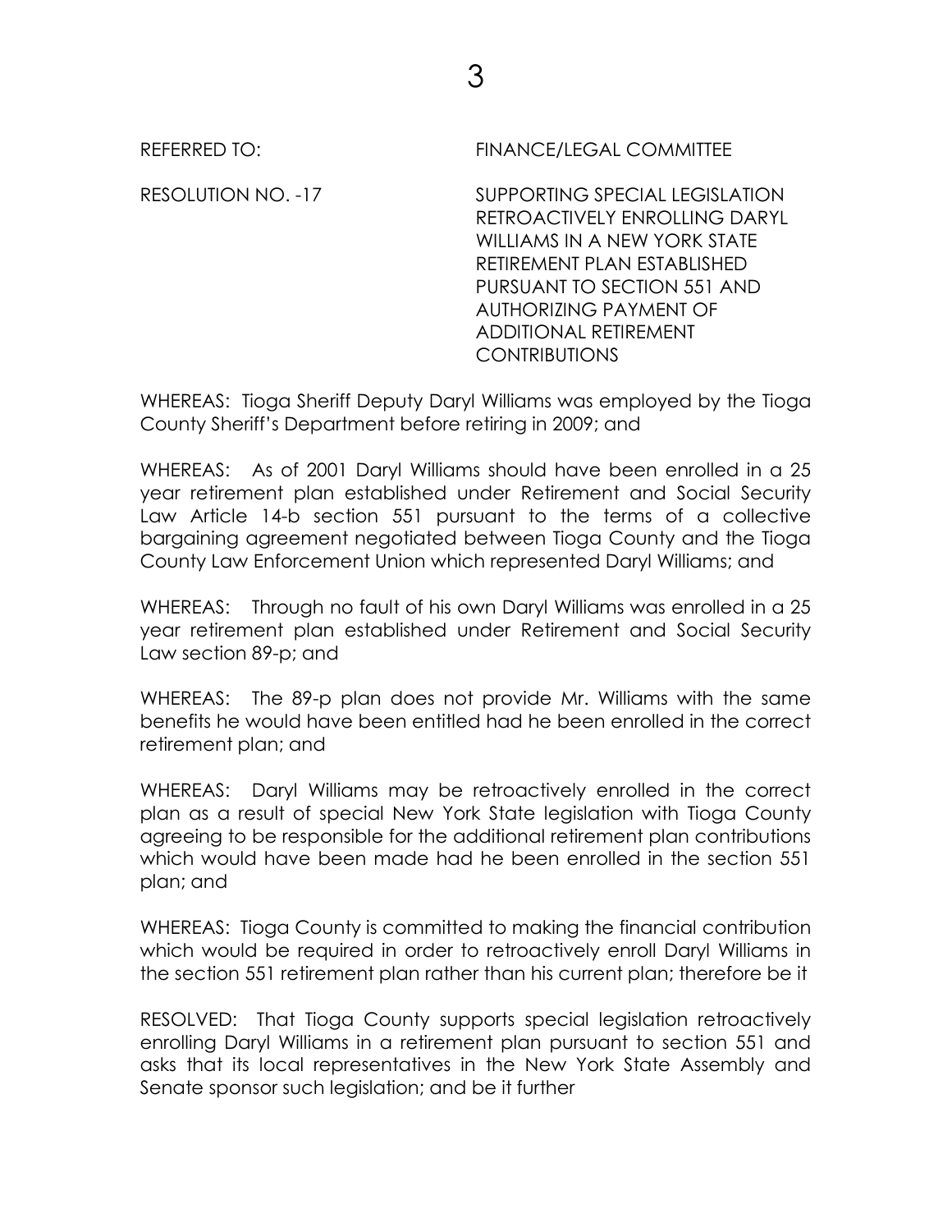REFERRED TO: FINANCE/LEGAL COMMITTEE

RESOLUTION NO. -17 SUPPORTING SPECIAL LEGISLATION RETROACTIVELY ENROLLING DARYL WILLIAMS IN A NEW YORK STATE RETIREMENT PLAN ESTABLISHED PURSUANT TO SECTION 551 AND AUTHORIZING PAYMENT OF ADDITIONAL RETIREMENT CONTRIBUTIONS

WHEREAS: Tioga Sheriff Deputy Daryl Williams was employed by the Tioga County Sheriff's Department before retiring in 2009; and

WHEREAS: As of 2001 Daryl Williams should have been enrolled in a 25 year retirement plan established under Retirement and Social Security Law Article 14-b section 551 pursuant to the terms of a collective bargaining agreement negotiated between Tioga County and the Tioga County Law Enforcement Union which represented Daryl Williams; and

WHEREAS: Through no fault of his own Daryl Williams was enrolled in a 25 year retirement plan established under Retirement and Social Security Law section 89-p; and

WHEREAS: The 89-p plan does not provide Mr. Williams with the same benefits he would have been entitled had he been enrolled in the correct retirement plan; and

WHEREAS: Daryl Williams may be retroactively enrolled in the correct plan as a result of special New York State legislation with Tioga County agreeing to be responsible for the additional retirement plan contributions which would have been made had he been enrolled in the section 551 plan; and

WHEREAS: Tioga County is committed to making the financial contribution which would be required in order to retroactively enroll Daryl Williams in the section 551 retirement plan rather than his current plan; therefore be it

RESOLVED: That Tioga County supports special legislation retroactively enrolling Daryl Williams in a retirement plan pursuant to section 551 and asks that its local representatives in the New York State Assembly and Senate sponsor such legislation; and be it further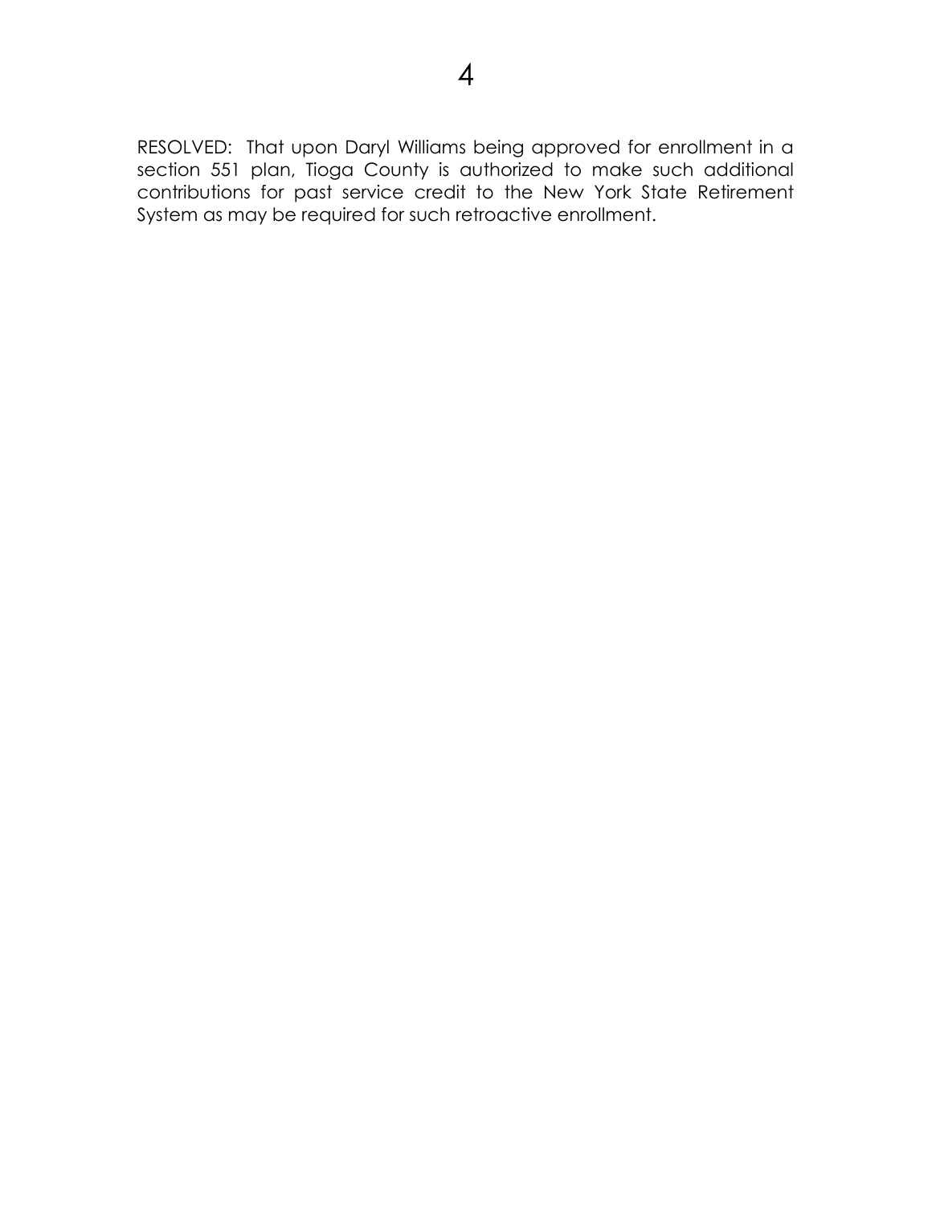RESOLVED: That upon Daryl Williams being approved for enrollment in a section 551 plan, Tioga County is authorized to make such additional contributions for past service credit to the New York State Retirement System as may be required for such retroactive enrollment.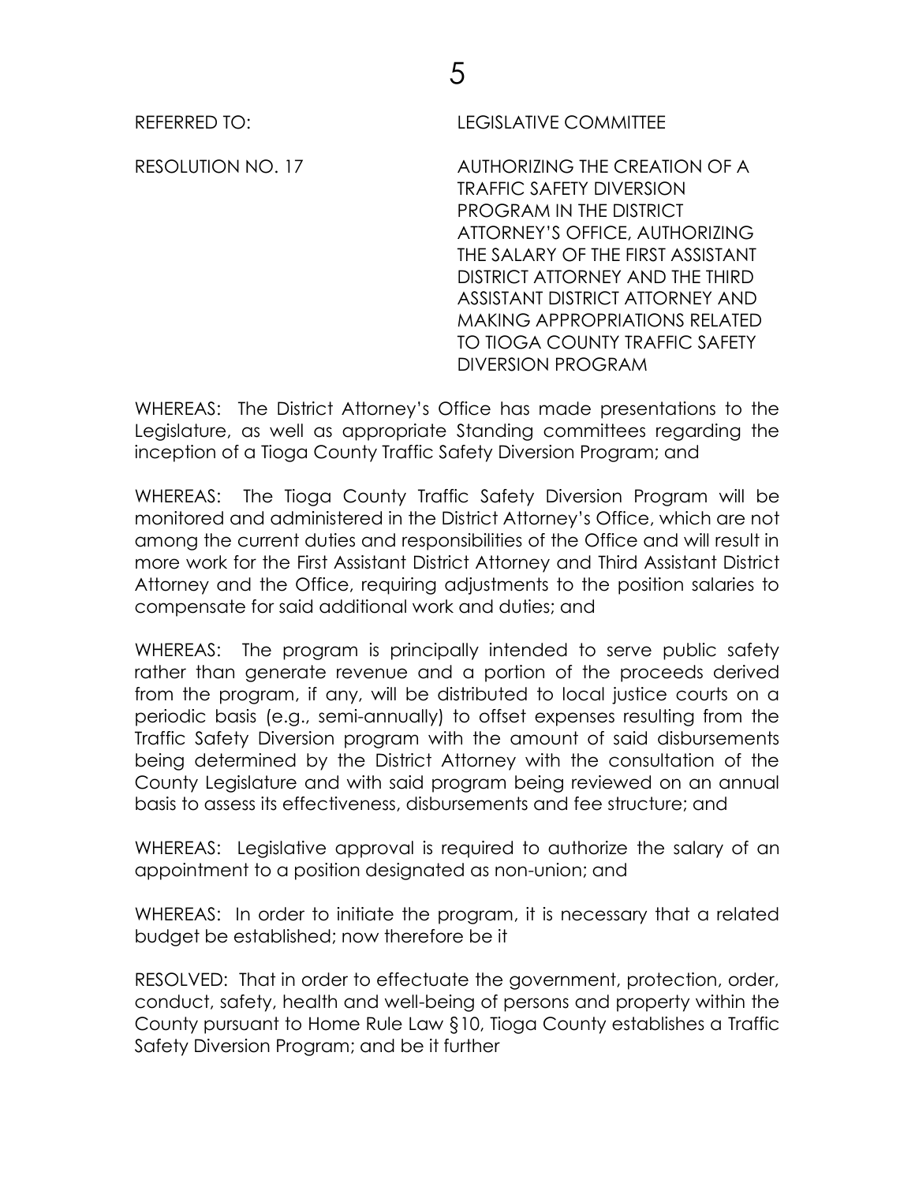REFERRED TO: LEGISLATIVE COMMITTEE

RESOLUTION NO. 17 AUTHORIZING THE CREATION OF A TRAFFIC SAFETY DIVERSION PROGRAM IN THE DISTRICT ATTORNEY'S OFFICE, AUTHORIZING THE SALARY OF THE FIRST ASSISTANT DISTRICT ATTORNEY AND THE THIRD ASSISTANT DISTRICT ATTORNEY AND MAKING APPROPRIATIONS RELATED TO TIOGA COUNTY TRAFFIC SAFETY DIVERSION PROGRAM

WHEREAS: The District Attorney's Office has made presentations to the Legislature, as well as appropriate Standing committees regarding the inception of a Tioga County Traffic Safety Diversion Program; and

WHEREAS: The Tioga County Traffic Safety Diversion Program will be monitored and administered in the District Attorney's Office, which are not among the current duties and responsibilities of the Office and will result in more work for the First Assistant District Attorney and Third Assistant District Attorney and the Office, requiring adjustments to the position salaries to compensate for said additional work and duties; and

WHEREAS: The program is principally intended to serve public safety rather than generate revenue and a portion of the proceeds derived from the program, if any, will be distributed to local justice courts on a periodic basis (e.g., semi-annually) to offset expenses resulting from the Traffic Safety Diversion program with the amount of said disbursements being determined by the District Attorney with the consultation of the County Legislature and with said program being reviewed on an annual basis to assess its effectiveness, disbursements and fee structure; and

WHEREAS: Legislative approval is required to authorize the salary of an appointment to a position designated as non-union; and

WHEREAS: In order to initiate the program, it is necessary that a related budget be established; now therefore be it

RESOLVED: That in order to effectuate the government, protection, order, conduct, safety, health and well-being of persons and property within the County pursuant to Home Rule Law §10, Tioga County establishes a Traffic Safety Diversion Program; and be it further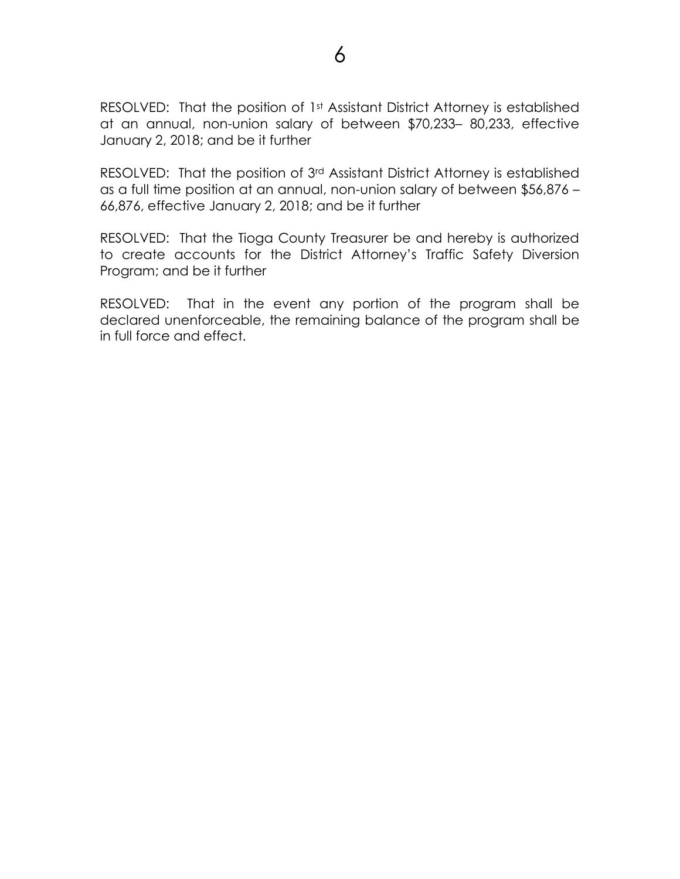RESOLVED: That the position of 1st Assistant District Attorney is established at an annual, non-union salary of between $70,233– 80,233, effective January 2, 2018; and be it further

RESOLVED: That the position of 3rd Assistant District Attorney is established as a full time position at an annual, non-union salary of between $56,876 – 66,876, effective January 2, 2018; and be it further

RESOLVED: That the Tioga County Treasurer be and hereby is authorized to create accounts for the District Attorney's Traffic Safety Diversion Program; and be it further

RESOLVED: That in the event any portion of the program shall be declared unenforceable, the remaining balance of the program shall be in full force and effect.